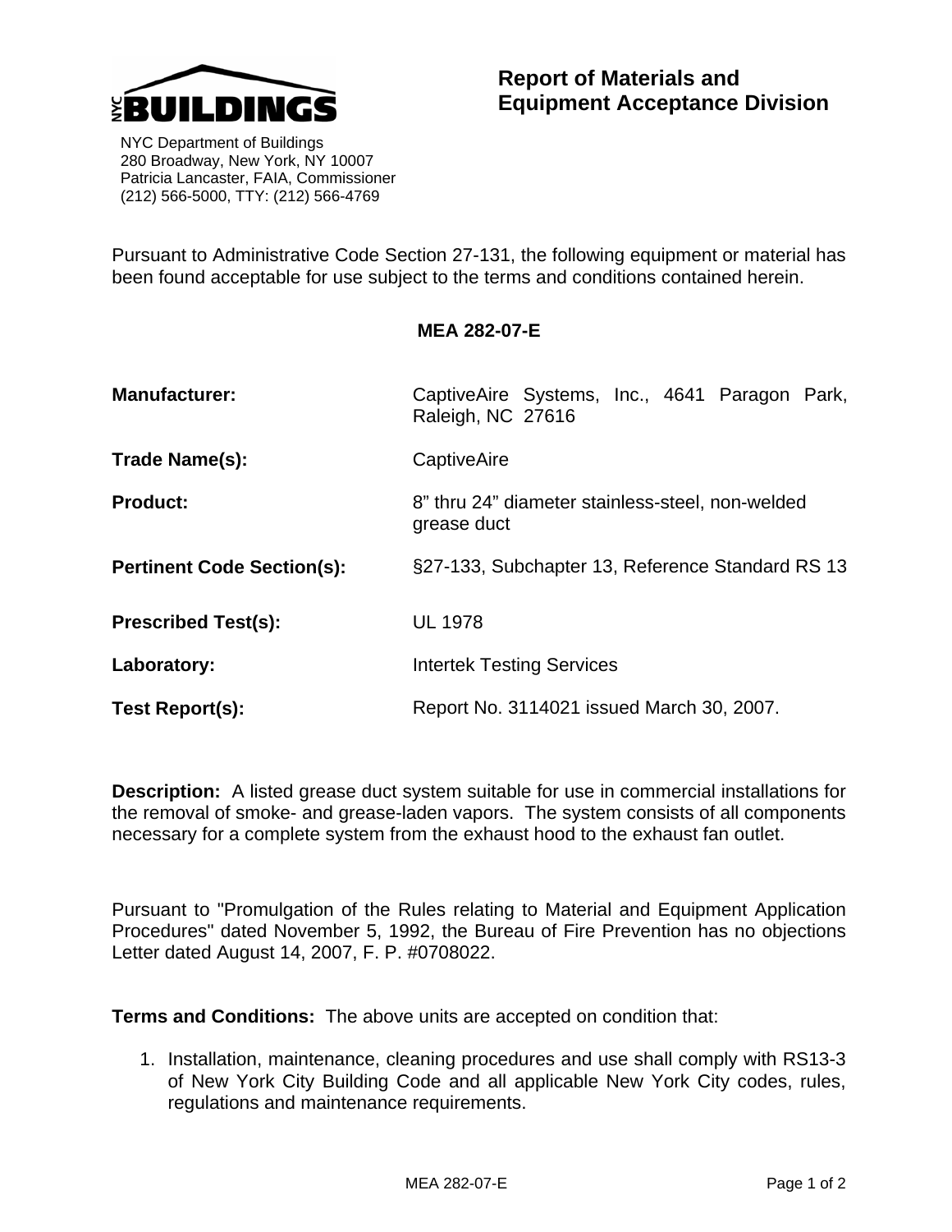NYC BUILDINGS

NYC Department of Buildings
280 Broadway, New York, NY 10007
Patricia Lancaster, FAIA, Commissioner
(212) 566-5000, TTY: (212) 566-4769

# Report of Materials and Equipment Acceptance Division

Pursuant to Administrative Code Section 27-131, the following equipment or material has been found acceptable for use subject to the terms and conditions contained herein.

## MEA 282-07-E

**Manufacturer:** CaptiveAire Systems, Inc., 4641 Paragon Park, Raleigh, NC 27616

**Trade Name(s):** CaptiveAire

**Product:** 8" thru 24" diameter stainless-steel, non-welded grease duct

**Pertinent Code Section(s):** §27-133, Subchapter 13, Reference Standard RS 13

**Prescribed Test(s):** UL 1978

**Laboratory:** Intertek Testing Services

**Test Report(s):** Report No. 3114021 issued March 30, 2007.

**Description:** A listed grease duct system suitable for use in commercial installations for the removal of smoke- and grease-laden vapors. The system consists of all components necessary for a complete system from the exhaust hood to the exhaust fan outlet.

Pursuant to "Promulgation of the Rules relating to Material and Equipment Application Procedures" dated November 5, 1992, the Bureau of Fire Prevention has no objections Letter dated August 14, 2007, F. P. #0708022.

**Terms and Conditions:** The above units are accepted on condition that:

1. Installation, maintenance, cleaning procedures and use shall comply with RS13-3 of New York City Building Code and all applicable New York City codes, rules, regulations and maintenance requirements.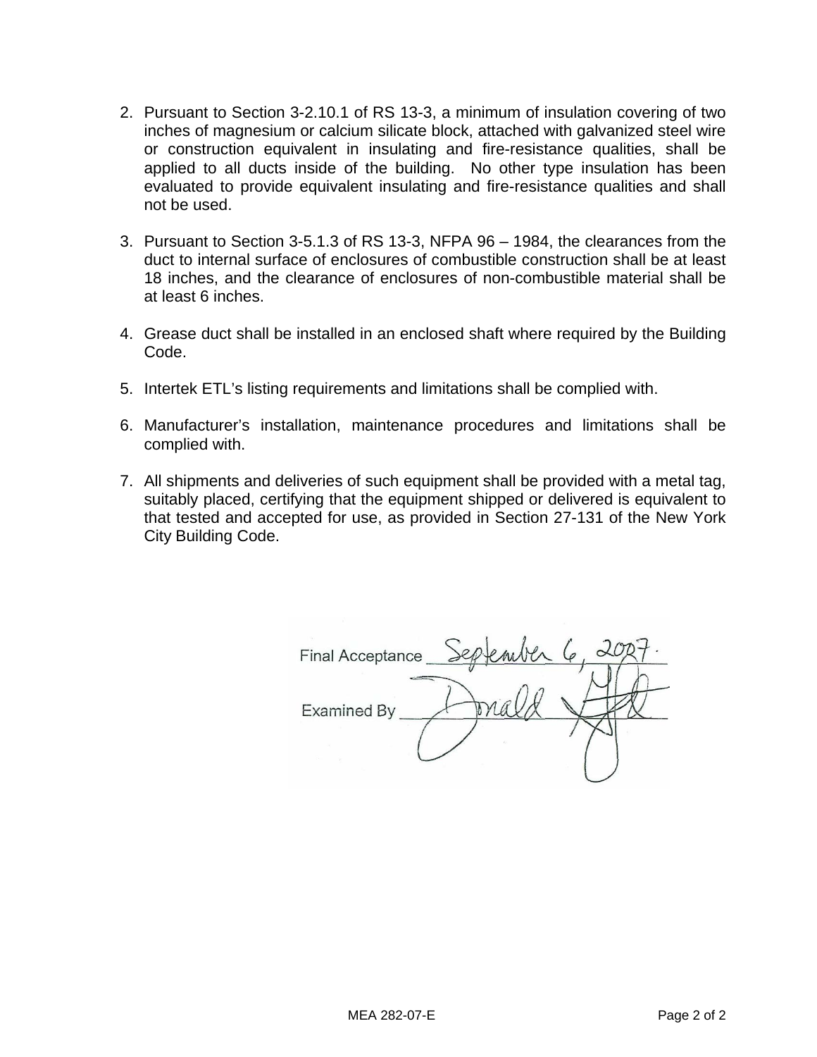2. Pursuant to Section 3-2.10.1 of RS 13-3, a minimum of insulation covering of two inches of magnesium or calcium silicate block, attached with galvanized steel wire or construction equivalent in insulating and fire-resistance qualities, shall be applied to all ducts inside of the building. No other type insulation has been evaluated to provide equivalent insulating and fire-resistance qualities and shall not be used.

3. Pursuant to Section 3-5.1.3 of RS 13-3, NFPA 96 – 1984, the clearances from the duct to internal surface of enclosures of combustible construction shall be at least 18 inches, and the clearance of enclosures of non-combustible material shall be at least 6 inches.

4. Grease duct shall be installed in an enclosed shaft where required by the Building Code.

5. Intertek ETL's listing requirements and limitations shall be complied with.

6. Manufacturer's installation, maintenance procedures and limitations shall be complied with.

7. All shipments and deliveries of such equipment shall be provided with a metal tag, suitably placed, certifying that the equipment shipped or delivered is equivalent to that tested and accepted for use, as provided in Section 27-131 of the New York City Building Code.

Final Acceptance September 6, 2007

Examined By Donald [signature]

MEA 282-07-E